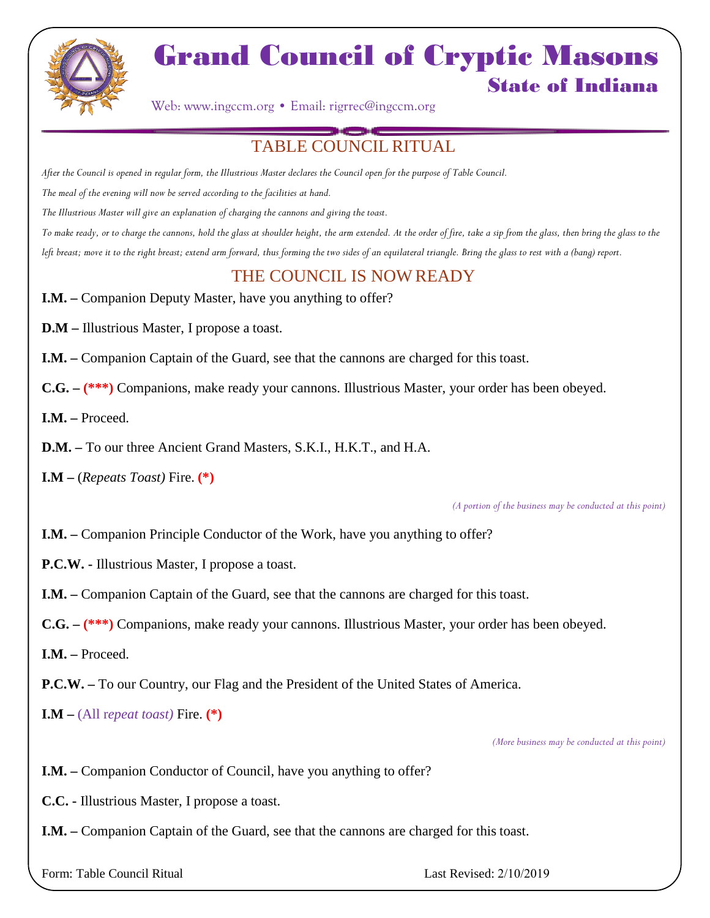# Grand Council of Cryptic Masons

## State of Indiana

Web: www.ingccm.org • Email: rigrrec@ingccm.org

## TABLE COUNCIL RITUAL

*After the Council is opened in regular form, the Illustrious Master declares the Council open for the purpose of Table Council.*

*The meal of the evening will now be served according to the facilities at hand.*

*The Illustrious Master will give an explanation of charging the cannons and giving the toast.*

*To make ready, or to charge the cannons, hold the glass at shoulder height, the arm extended. At the order of fire, take a sip from the glass, then bring the glass to the left breast; move it to the right breast; extend arm forward, thus forming the two sides of an equilateral triangle. Bring the glass to rest with a (bang) report.*

## THE COUNCIL IS NOW READY

**I.M. –** Companion Deputy Master, have you anything to offer?

**D.M –** Illustrious Master, I propose a toast.

**I.M. –** Companion Captain of the Guard, see that the cannons are charged for this toast.

**C.G. – (***)** Companions, make ready your cannons. Illustrious Master, your order has been obeyed.

**I.M. –** Proceed.

**D.M. –** To our three Ancient Grand Masters, S.K.I., H.K.T., and H.A.

**I.M –** (*Repeats Toast)* Fire. **(*)**

*(A portion of the business may be conducted at this point)*

**I.M. –** Companion Principle Conductor of the Work, have you anything to offer?

**P.C.W. -** Illustrious Master, I propose a toast.

**I.M. –** Companion Captain of the Guard, see that the cannons are charged for this toast.

**C.G. – (***)** Companions, make ready your cannons. Illustrious Master, your order has been obeyed.

**I.M. –** Proceed.

**P.C.W. –** To our Country, our Flag and the President of the United States of America.

**I.M –** (All r*epeat toast)* Fire. **(*)**

*(More business may be conducted at this point)*

**I.M. –** Companion Conductor of Council, have you anything to offer?

**C.C. -** Illustrious Master, I propose a toast.

**I.M. –** Companion Captain of the Guard, see that the cannons are charged for this toast.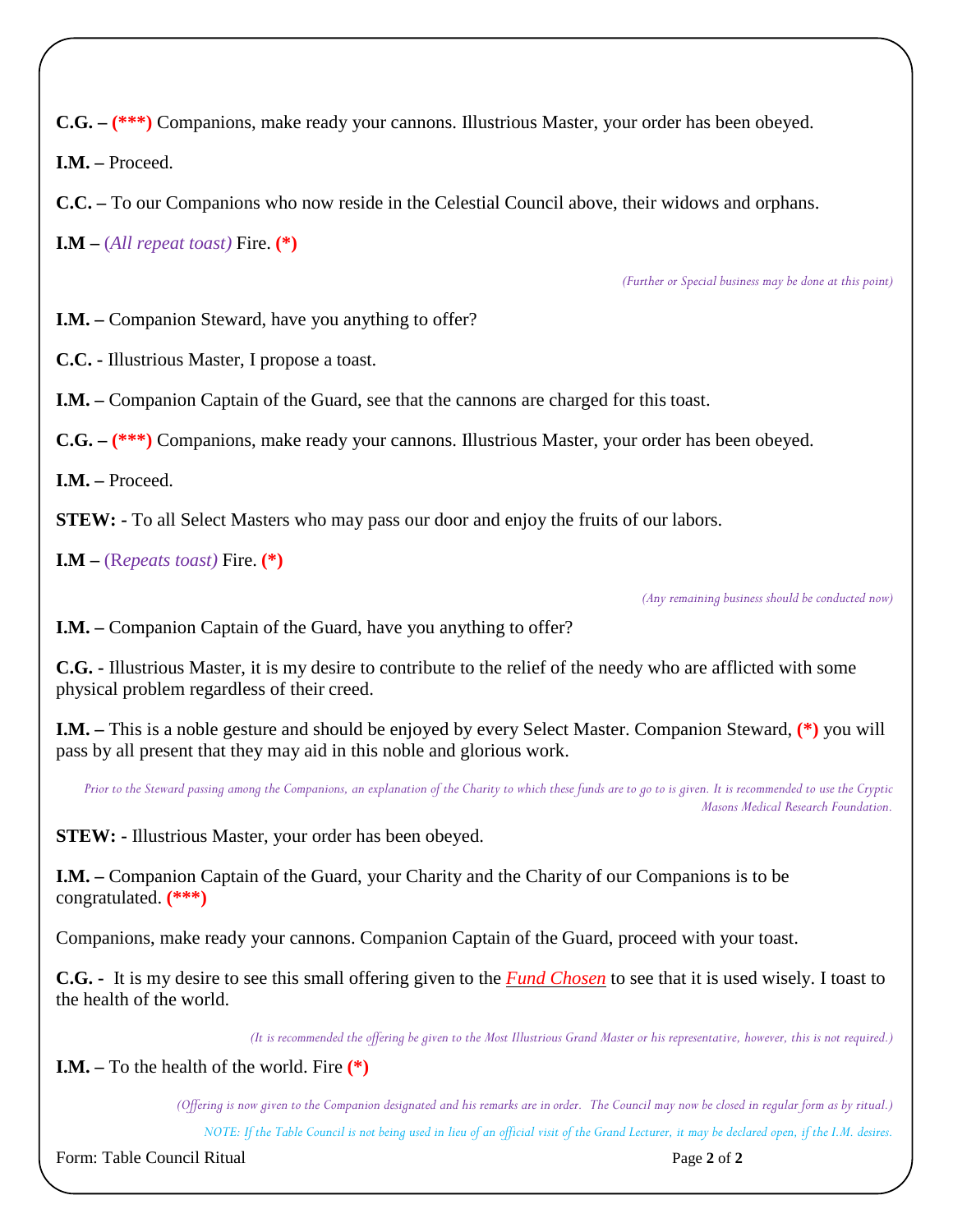**C.G. –** **(\*\*\*)** Companions, make ready your cannons. Illustrious Master, your order has been obeyed.

**I.M. –** Proceed.

**C.C. –** To our Companions who now reside in the Celestial Council above, their widows and orphans.

**I.M –** *(All repeat toast)* Fire. **(\*)**

*(Further or Special business may be done at this point)*

**I.M. –** Companion Steward, have you anything to offer?

**C.C. -** Illustrious Master, I propose a toast.

**I.M. –** Companion Captain of the Guard, see that the cannons are charged for this toast.

**C.G. –** **(\*\*\*)** Companions, make ready your cannons. Illustrious Master, your order has been obeyed.

**I.M. –** Proceed.

**STEW: -** To all Select Masters who may pass our door and enjoy the fruits of our labors.

**I.M –** *(Repeats toast)* Fire. **(\*)**

*(Any remaining business should be conducted now)*

**I.M. –** Companion Captain of the Guard, have you anything to offer?

**C.G. -** Illustrious Master, it is my desire to contribute to the relief of the needy who are afflicted with some physical problem regardless of their creed.

**I.M. –** This is a noble gesture and should be enjoyed by every Select Master. Companion Steward, **(\*)** you will pass by all present that they may aid in this noble and glorious work.

*Prior to the Steward passing among the Companions, an explanation of the Charity to which these funds are to go to is given. It is recommended to use the Cryptic Masons Medical Research Foundation.*

**STEW: -** Illustrious Master, your order has been obeyed.

**I.M. –** Companion Captain of the Guard, your Charity and the Charity of our Companions is to be congratulated. **(\*\*\*)**

Companions, make ready your cannons. Companion Captain of the Guard, proceed with your toast.

**C.G. -** It is my desire to see this small offering given to the ***Fund Chosen*** to see that it is used wisely. I toast to the health of the world.

*(It is recommended the offering be given to the Most Illustrious Grand Master or his representative, however, this is not required.)*

**I.M. –** To the health of the world. Fire **(\*)**

*(Offering is now given to the Companion designated and his remarks are in order. The Council may now be closed in regular form as by ritual.)*

*NOTE: If the Table Council is not being used in lieu of an official visit of the Grand Lecturer, it may be declared open, if the I.M. desires.*

Form: Table Council Ritual